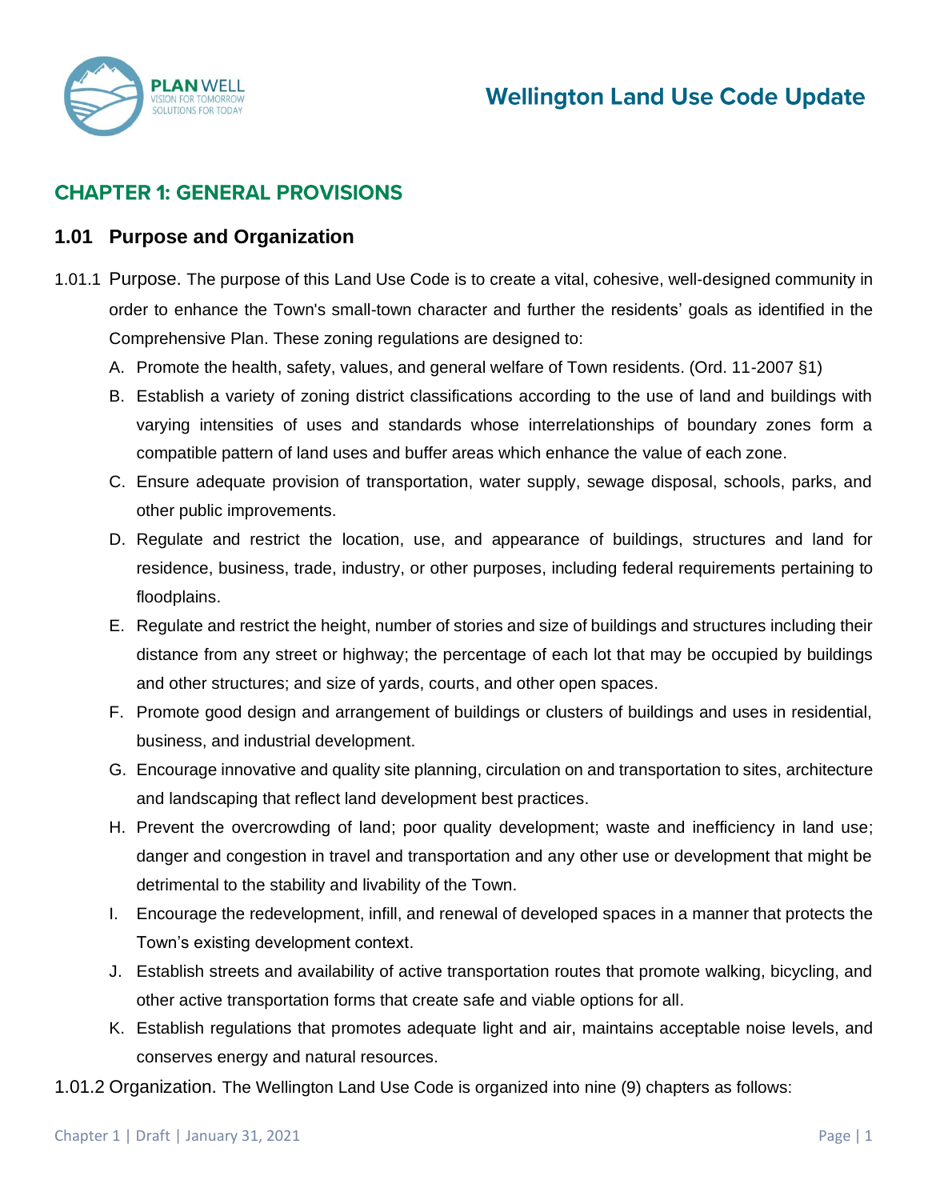## CHAPTER 1: GENERAL PROVISIONS

### 1.01 Purpose and Organization

1.01.1 Purpose. The purpose of this Land Use Code is to create a vital, cohesive, well-designed community in order to enhance the Town's small-town character and further the residents' goals as identified in the Comprehensive Plan. These zoning regulations are designed to:

A. Promote the health, safety, values, and general welfare of Town residents. (Ord. 11-2007 §1)

B. Establish a variety of zoning district classifications according to the use of land and buildings with varying intensities of uses and standards whose interrelationships of boundary zones form a compatible pattern of land uses and buffer areas which enhance the value of each zone.

C. Ensure adequate provision of transportation, water supply, sewage disposal, schools, parks, and other public improvements.

D. Regulate and restrict the location, use, and appearance of buildings, structures and land for residence, business, trade, industry, or other purposes, including federal requirements pertaining to floodplains.

E. Regulate and restrict the height, number of stories and size of buildings and structures including their distance from any street or highway; the percentage of each lot that may be occupied by buildings and other structures; and size of yards, courts, and other open spaces.

F. Promote good design and arrangement of buildings or clusters of buildings and uses in residential, business, and industrial development.

G. Encourage innovative and quality site planning, circulation on and transportation to sites, architecture and landscaping that reflect land development best practices.

H. Prevent the overcrowding of land; poor quality development; waste and inefficiency in land use; danger and congestion in travel and transportation and any other use or development that might be detrimental to the stability and livability of the Town.

I. Encourage the redevelopment, infill, and renewal of developed spaces in a manner that protects the Town's existing development context.

J. Establish streets and availability of active transportation routes that promote walking, bicycling, and other active transportation forms that create safe and viable options for all.

K. Establish regulations that promotes adequate light and air, maintains acceptable noise levels, and conserves energy and natural resources.

1.01.2 Organization. The Wellington Land Use Code is organized into nine (9) chapters as follows: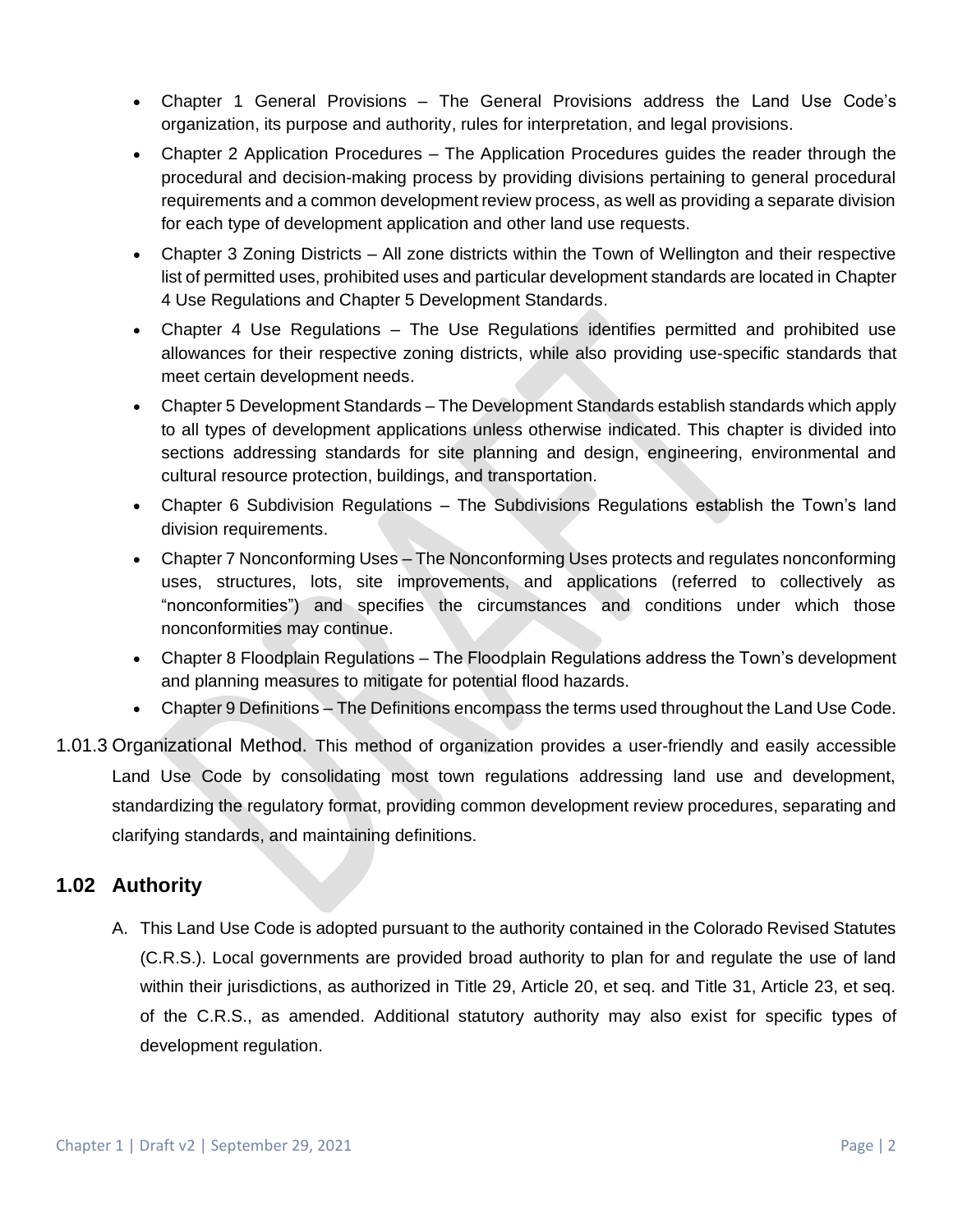- Chapter 1 General Provisions – The General Provisions address the Land Use Code's organization, its purpose and authority, rules for interpretation, and legal provisions.
- Chapter 2 Application Procedures – The Application Procedures guides the reader through the procedural and decision-making process by providing divisions pertaining to general procedural requirements and a common development review process, as well as providing a separate division for each type of development application and other land use requests.
- Chapter 3 Zoning Districts – All zone districts within the Town of Wellington and their respective list of permitted uses, prohibited uses and particular development standards are located in Chapter 4 Use Regulations and Chapter 5 Development Standards.
- Chapter 4 Use Regulations – The Use Regulations identifies permitted and prohibited use allowances for their respective zoning districts, while also providing use-specific standards that meet certain development needs.
- Chapter 5 Development Standards – The Development Standards establish standards which apply to all types of development applications unless otherwise indicated. This chapter is divided into sections addressing standards for site planning and design, engineering, environmental and cultural resource protection, buildings, and transportation.
- Chapter 6 Subdivision Regulations – The Subdivisions Regulations establish the Town's land division requirements.
- Chapter 7 Nonconforming Uses – The Nonconforming Uses protects and regulates nonconforming uses, structures, lots, site improvements, and applications (referred to collectively as "nonconformities") and specifies the circumstances and conditions under which those nonconformities may continue.
- Chapter 8 Floodplain Regulations – The Floodplain Regulations address the Town's development and planning measures to mitigate for potential flood hazards.
- Chapter 9 Definitions – The Definitions encompass the terms used throughout the Land Use Code.

1.01.3 Organizational Method. This method of organization provides a user-friendly and easily accessible Land Use Code by consolidating most town regulations addressing land use and development, standardizing the regulatory format, providing common development review procedures, separating and clarifying standards, and maintaining definitions.

## 1.02 Authority

A. This Land Use Code is adopted pursuant to the authority contained in the Colorado Revised Statutes (C.R.S.). Local governments are provided broad authority to plan for and regulate the use of land within their jurisdictions, as authorized in Title 29, Article 20, et seq. and Title 31, Article 23, et seq. of the C.R.S., as amended. Additional statutory authority may also exist for specific types of development regulation.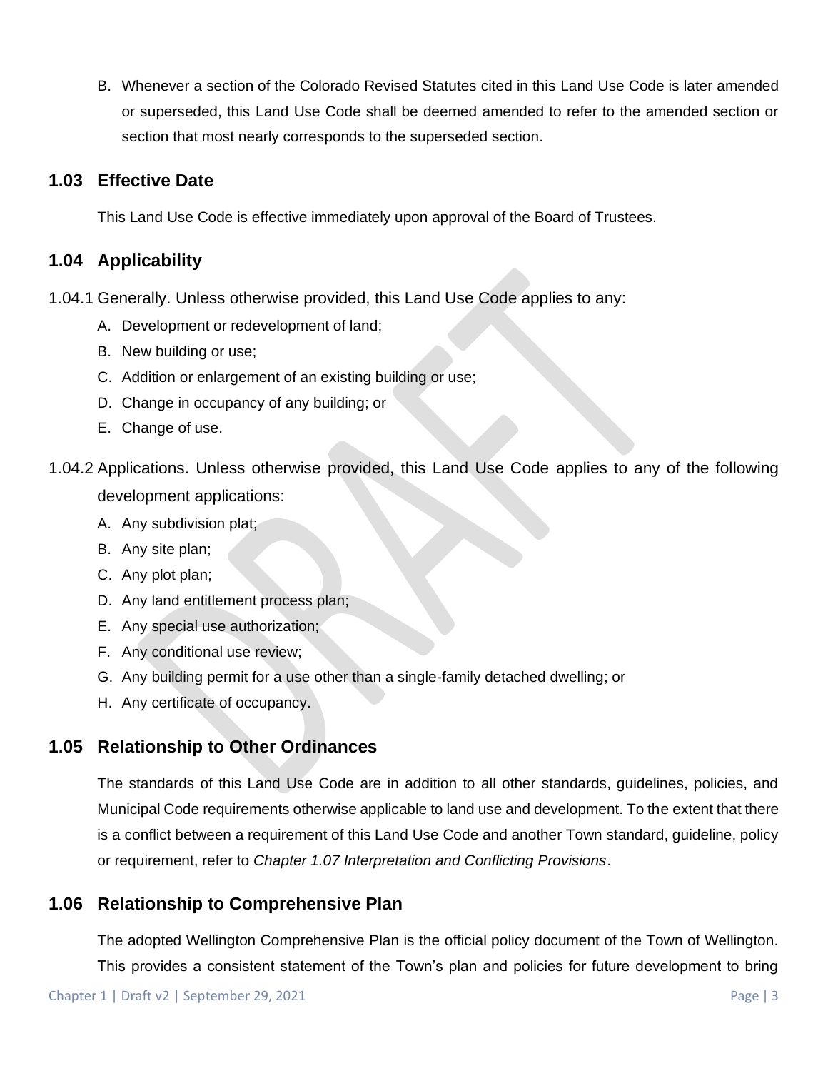B. Whenever a section of the Colorado Revised Statutes cited in this Land Use Code is later amended or superseded, this Land Use Code shall be deemed amended to refer to the amended section or section that most nearly corresponds to the superseded section.

## 1.03 Effective Date

This Land Use Code is effective immediately upon approval of the Board of Trustees.

## 1.04 Applicability

1.04.1 Generally. Unless otherwise provided, this Land Use Code applies to any:

A. Development or redevelopment of land;
B. New building or use;
C. Addition or enlargement of an existing building or use;
D. Change in occupancy of any building; or
E. Change of use.

1.04.2 Applications. Unless otherwise provided, this Land Use Code applies to any of the following development applications:

A. Any subdivision plat;
B. Any site plan;
C. Any plot plan;
D. Any land entitlement process plan;
E. Any special use authorization;
F. Any conditional use review;
G. Any building permit for a use other than a single-family detached dwelling; or
H. Any certificate of occupancy.

## 1.05 Relationship to Other Ordinances

The standards of this Land Use Code are in addition to all other standards, guidelines, policies, and Municipal Code requirements otherwise applicable to land use and development. To the extent that there is a conflict between a requirement of this Land Use Code and another Town standard, guideline, policy or requirement, refer to *Chapter 1.07 Interpretation and Conflicting Provisions*.

## 1.06 Relationship to Comprehensive Plan

The adopted Wellington Comprehensive Plan is the official policy document of the Town of Wellington. This provides a consistent statement of the Town's plan and policies for future development to bring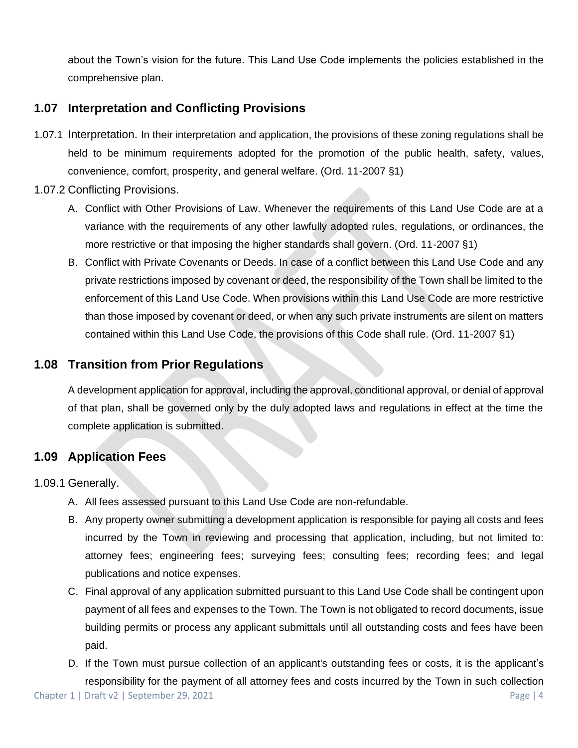about the Town's vision for the future. This Land Use Code implements the policies established in the comprehensive plan.

## 1.07 Interpretation and Conflicting Provisions

1.07.1 Interpretation. In their interpretation and application, the provisions of these zoning regulations shall be held to be minimum requirements adopted for the promotion of the public health, safety, values, convenience, comfort, prosperity, and general welfare. (Ord. 11-2007 §1)

1.07.2 Conflicting Provisions.

A. Conflict with Other Provisions of Law. Whenever the requirements of this Land Use Code are at a variance with the requirements of any other lawfully adopted rules, regulations, or ordinances, the more restrictive or that imposing the higher standards shall govern. (Ord. 11-2007 §1)

B. Conflict with Private Covenants or Deeds. In case of a conflict between this Land Use Code and any private restrictions imposed by covenant or deed, the responsibility of the Town shall be limited to the enforcement of this Land Use Code. When provisions within this Land Use Code are more restrictive than those imposed by covenant or deed, or when any such private instruments are silent on matters contained within this Land Use Code, the provisions of this Code shall rule. (Ord. 11-2007 §1)

## 1.08 Transition from Prior Regulations

A development application for approval, including the approval, conditional approval, or denial of approval of that plan, shall be governed only by the duly adopted laws and regulations in effect at the time the complete application is submitted.

## 1.09 Application Fees

1.09.1 Generally.

A. All fees assessed pursuant to this Land Use Code are non-refundable.

B. Any property owner submitting a development application is responsible for paying all costs and fees incurred by the Town in reviewing and processing that application, including, but not limited to: attorney fees; engineering fees; surveying fees; consulting fees; recording fees; and legal publications and notice expenses.

C. Final approval of any application submitted pursuant to this Land Use Code shall be contingent upon payment of all fees and expenses to the Town. The Town is not obligated to record documents, issue building permits or process any applicant submittals until all outstanding costs and fees have been paid.

D. If the Town must pursue collection of an applicant's outstanding fees or costs, it is the applicant's responsibility for the payment of all attorney fees and costs incurred by the Town in such collection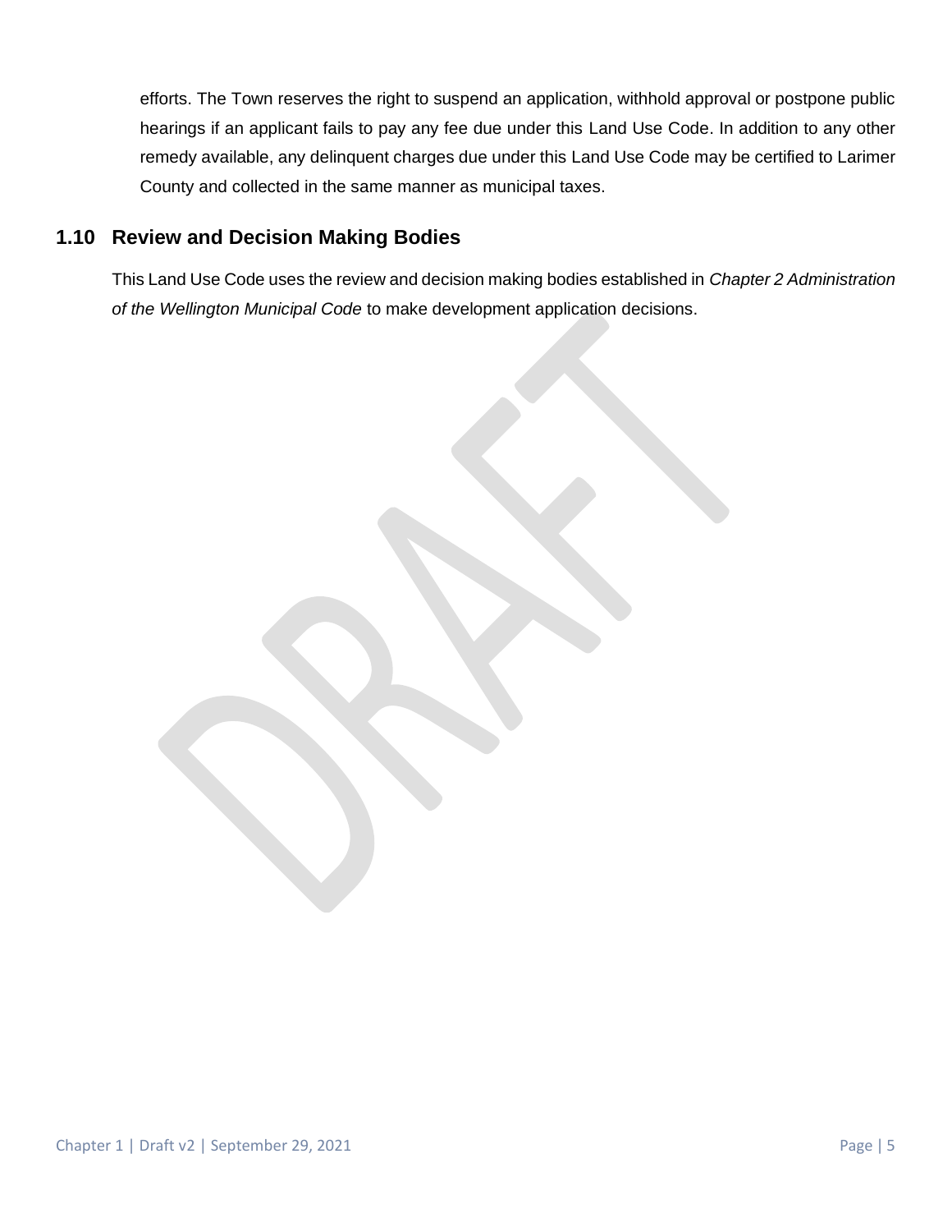efforts. The Town reserves the right to suspend an application, withhold approval or postpone public hearings if an applicant fails to pay any fee due under this Land Use Code. In addition to any other remedy available, any delinquent charges due under this Land Use Code may be certified to Larimer County and collected in the same manner as municipal taxes.

## 1.10 Review and Decision Making Bodies

This Land Use Code uses the review and decision making bodies established in *Chapter 2 Administration of the Wellington Municipal Code* to make development application decisions.